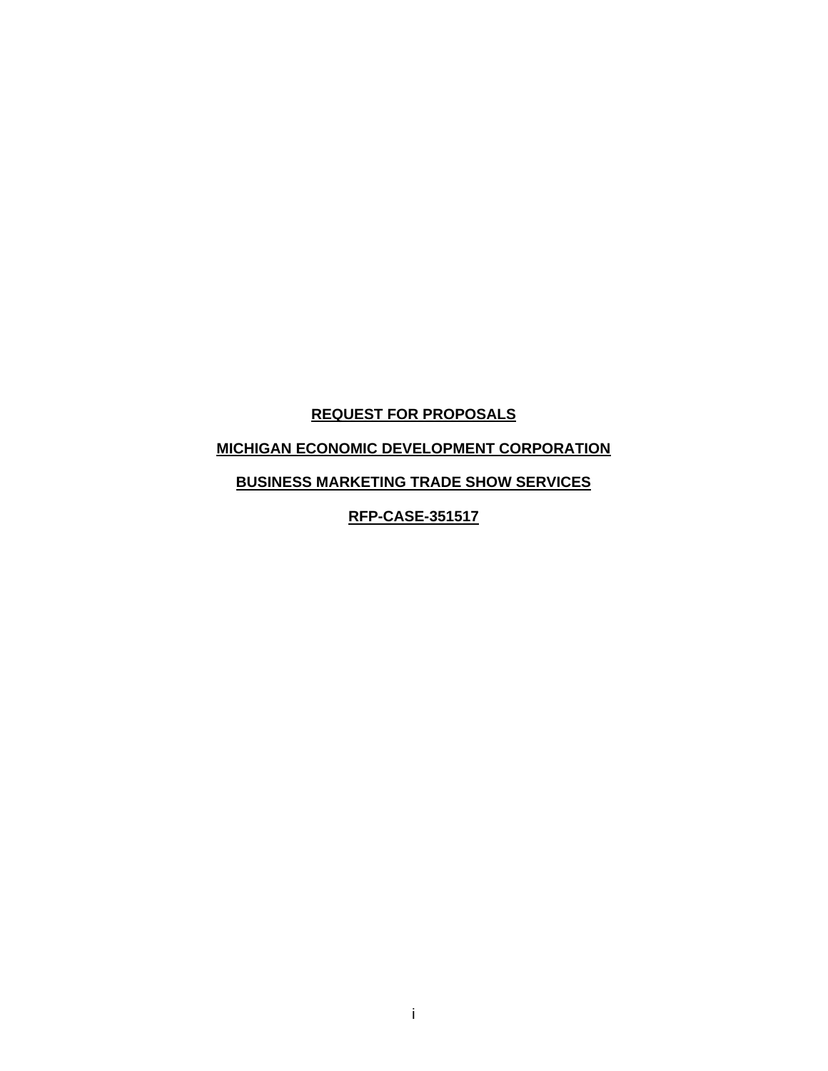**REQUEST FOR PROPOSALS**

**MICHIGAN ECONOMIC DEVELOPMENT CORPORATION**

**BUSINESS MARKETING TRADE SHOW SERVICES**

**RFP-CASE-351517**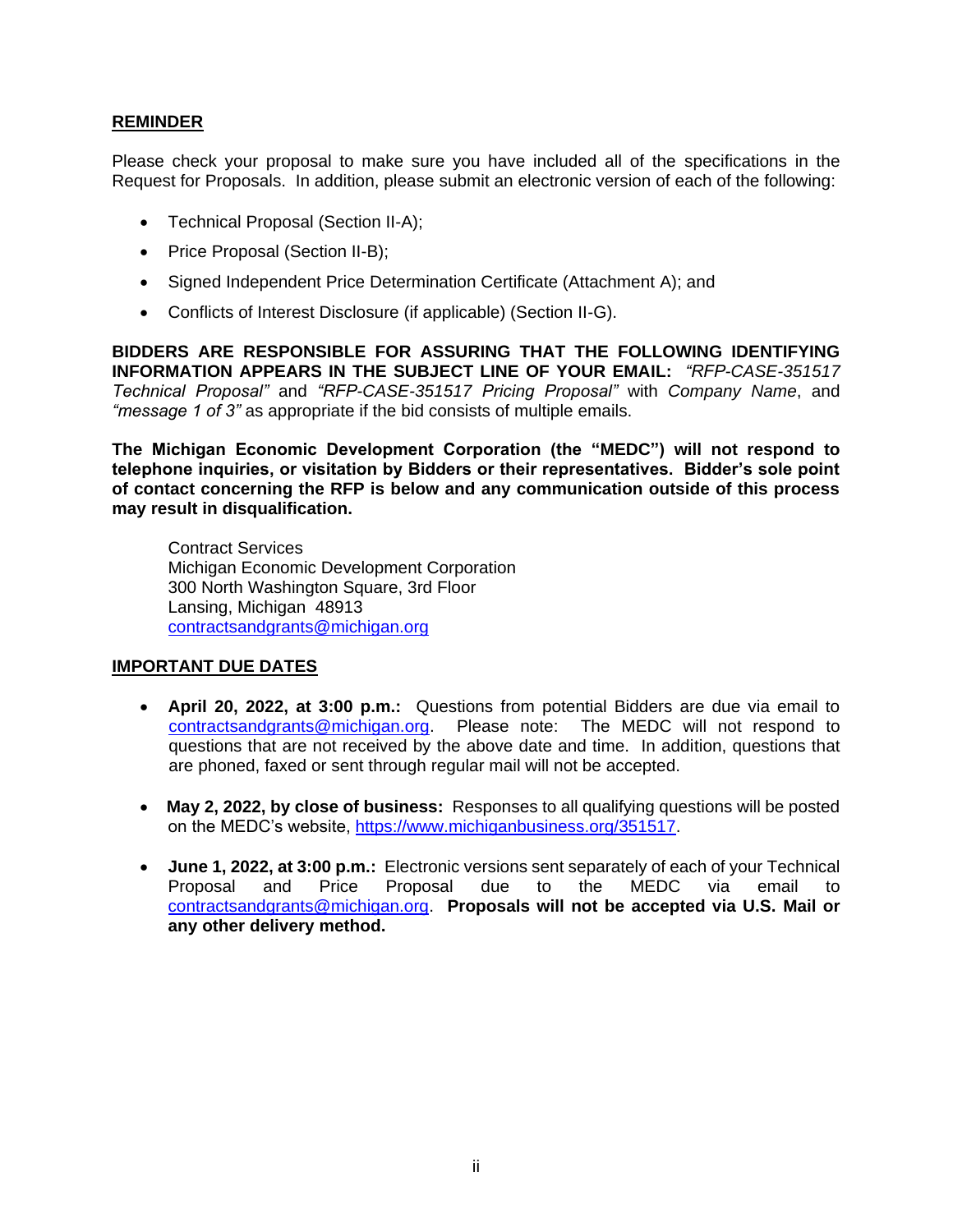## REMINDER

Please check your proposal to make sure you have included all of the specifications in the Request for Proposals. In addition, please submit an electronic version of each of the following:

- Technical Proposal (Section II-A);
- Price Proposal (Section II-B);
- Signed Independent Price Determination Certificate (Attachment A); and
- Conflicts of Interest Disclosure (if applicable) (Section II-G).

**BIDDERS ARE RESPONSIBLE FOR ASSURING THAT THE FOLLOWING IDENTIFYING INFORMATION APPEARS IN THE SUBJECT LINE OF YOUR EMAIL:** *"RFP-CASE-351517 Technical Proposal"* and *"RFP-CASE-351517 Pricing Proposal"* with *Company Name*, and *"message 1 of 3"* as appropriate if the bid consists of multiple emails.

**The Michigan Economic Development Corporation (the "MEDC") will not respond to telephone inquiries, or visitation by Bidders or their representatives. Bidder's sole point of contact concerning the RFP is below and any communication outside of this process may result in disqualification.**

Contract Services
Michigan Economic Development Corporation
300 North Washington Square, 3rd Floor
Lansing, Michigan 48913
contractsandgrants@michigan.org

## IMPORTANT DUE DATES

- **April 20, 2022, at 3:00 p.m.:** Questions from potential Bidders are due via email to contractsandgrants@michigan.org. Please note: The MEDC will not respond to questions that are not received by the above date and time. In addition, questions that are phoned, faxed or sent through regular mail will not be accepted.
- **May 2, 2022, by close of business:** Responses to all qualifying questions will be posted on the MEDC's website, https://www.michiganbusiness.org/351517.
- **June 1, 2022, at 3:00 p.m.:** Electronic versions sent separately of each of your Technical Proposal and Price Proposal due to the MEDC via email to contractsandgrants@michigan.org. **Proposals will not be accepted via U.S. Mail or any other delivery method.**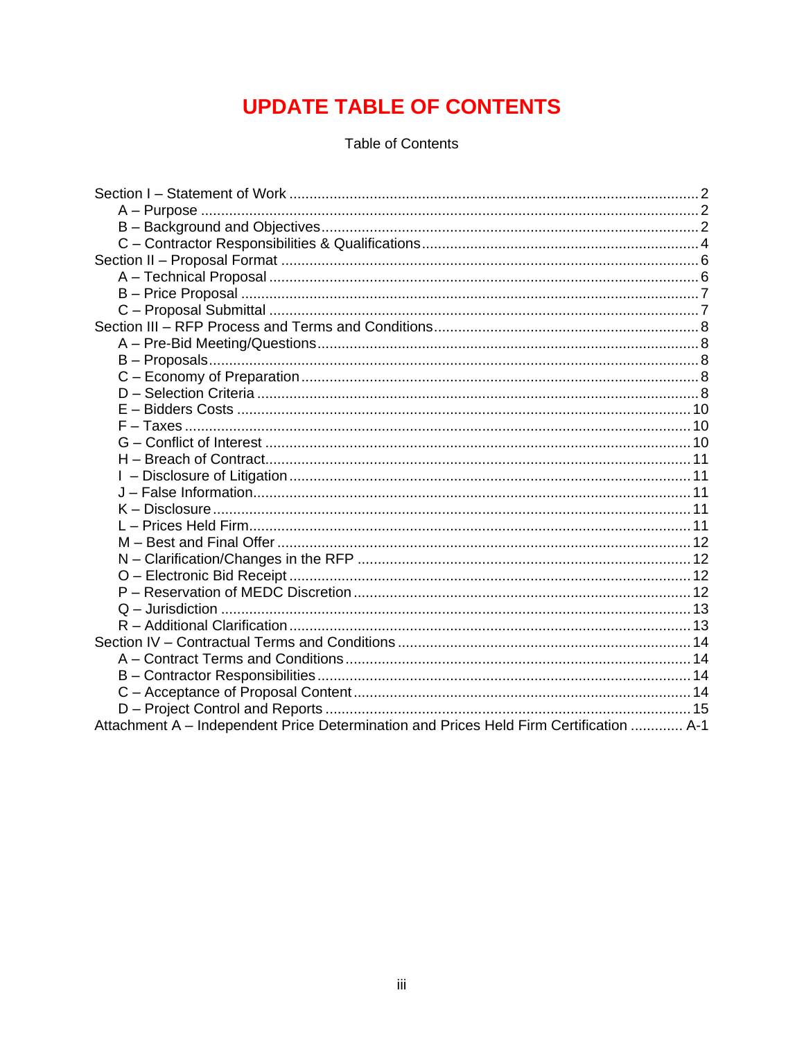# UPDATE TABLE OF CONTENTS

Table of Contents

Section I – Statement of Work .......... 2
- A – Purpose .......... 2
- B – Background and Objectives .......... 2
- C – Contractor Responsibilities & Qualifications .......... 4

Section II – Proposal Format .......... 6
- A – Technical Proposal .......... 6
- B – Price Proposal .......... 7
- C – Proposal Submittal .......... 7

Section III – RFP Process and Terms and Conditions .......... 8
- A – Pre-Bid Meeting/Questions .......... 8
- B – Proposals .......... 8
- C – Economy of Preparation .......... 8
- D – Selection Criteria .......... 8
- E – Bidders Costs .......... 10
- F – Taxes .......... 10
- G – Conflict of Interest .......... 10
- H – Breach of Contract .......... 11
- I – Disclosure of Litigation .......... 11
- J – False Information .......... 11
- K – Disclosure .......... 11
- L – Prices Held Firm .......... 11
- M – Best and Final Offer .......... 12
- N – Clarification/Changes in the RFP .......... 12
- O – Electronic Bid Receipt .......... 12
- P – Reservation of MEDC Discretion .......... 12
- Q – Jurisdiction .......... 13
- R – Additional Clarification .......... 13

Section IV – Contractual Terms and Conditions .......... 14
- A – Contract Terms and Conditions .......... 14
- B – Contractor Responsibilities .......... 14
- C – Acceptance of Proposal Content .......... 14
- D – Project Control and Reports .......... 15

Attachment A – Independent Price Determination and Prices Held Firm Certification .......... A-1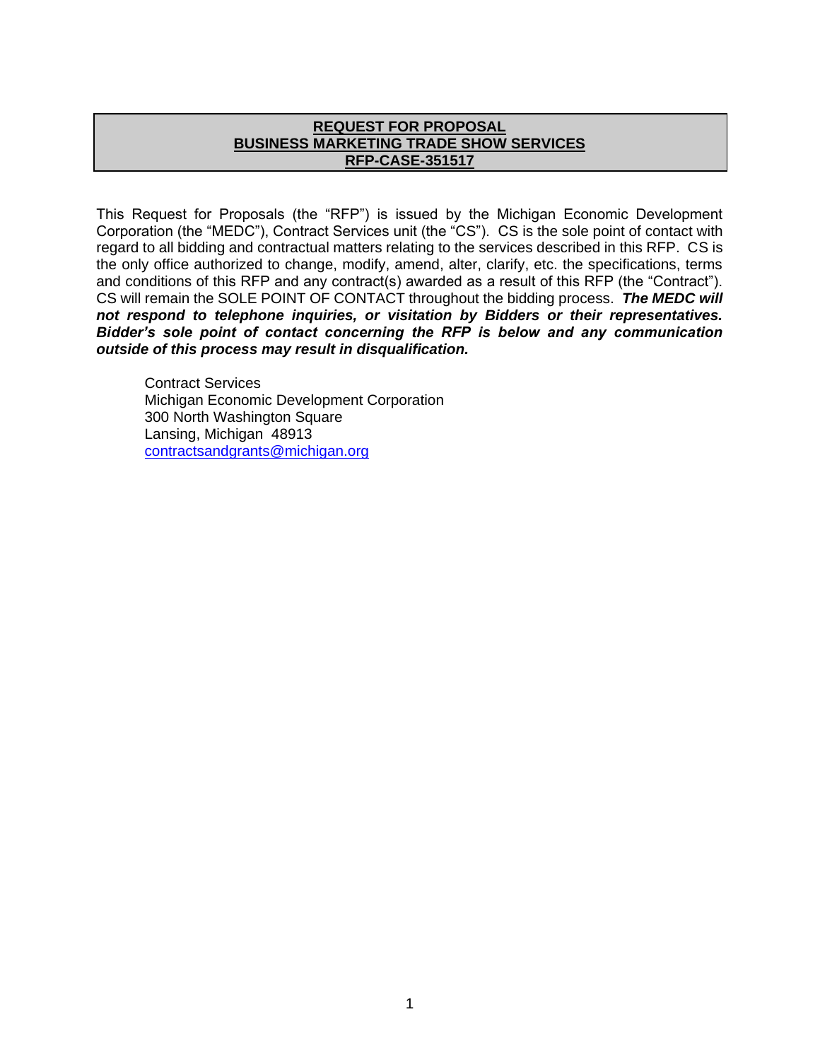**REQUEST FOR PROPOSAL**
**BUSINESS MARKETING TRADE SHOW SERVICES**
**RFP-CASE-351517**

This Request for Proposals (the "RFP") is issued by the Michigan Economic Development Corporation (the "MEDC"), Contract Services unit (the "CS"). CS is the sole point of contact with regard to all bidding and contractual matters relating to the services described in this RFP. CS is the only office authorized to change, modify, amend, alter, clarify, etc. the specifications, terms and conditions of this RFP and any contract(s) awarded as a result of this RFP (the "Contract"). CS will remain the SOLE POINT OF CONTACT throughout the bidding process. ***The MEDC will not respond to telephone inquiries, or visitation by Bidders or their representatives. Bidder's sole point of contact concerning the RFP is below and any communication outside of this process may result in disqualification.***

Contract Services
Michigan Economic Development Corporation
300 North Washington Square
Lansing, Michigan 48913
contractsandgrants@michigan.org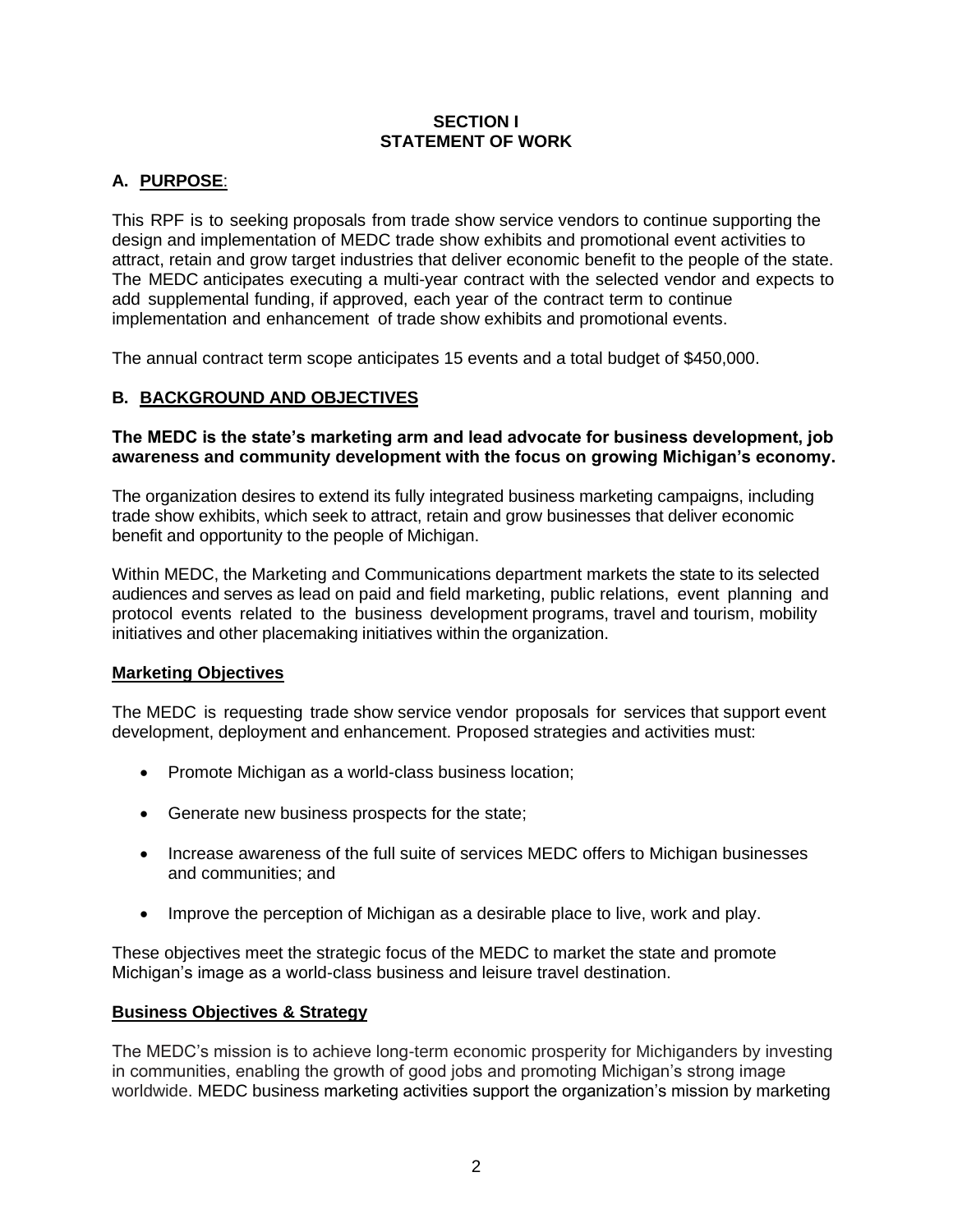# SECTION I
# STATEMENT OF WORK

## A. PURPOSE:

This RPF is to seeking proposals from trade show service vendors to continue supporting the design and implementation of MEDC trade show exhibits and promotional event activities to attract, retain and grow target industries that deliver economic benefit to the people of the state. The MEDC anticipates executing a multi-year contract with the selected vendor and expects to add supplemental funding, if approved, each year of the contract term to continue implementation and enhancement of trade show exhibits and promotional events.

The annual contract term scope anticipates 15 events and a total budget of $450,000.

## B. BACKGROUND AND OBJECTIVES

**The MEDC is the state's marketing arm and lead advocate for business development, job awareness and community development with the focus on growing Michigan's economy.**

The organization desires to extend its fully integrated business marketing campaigns, including trade show exhibits, which seek to attract, retain and grow businesses that deliver economic benefit and opportunity to the people of Michigan.

Within MEDC, the Marketing and Communications department markets the state to its selected audiences and serves as lead on paid and field marketing, public relations, event planning and protocol events related to the business development programs, travel and tourism, mobility initiatives and other placemaking initiatives within the organization.

### Marketing Objectives

The MEDC is requesting trade show service vendor proposals for services that support event development, deployment and enhancement. Proposed strategies and activities must:

- Promote Michigan as a world-class business location;
- Generate new business prospects for the state;
- Increase awareness of the full suite of services MEDC offers to Michigan businesses and communities; and
- Improve the perception of Michigan as a desirable place to live, work and play.

These objectives meet the strategic focus of the MEDC to market the state and promote Michigan's image as a world-class business and leisure travel destination.

### Business Objectives & Strategy

The MEDC's mission is to achieve long-term economic prosperity for Michiganders by investing in communities, enabling the growth of good jobs and promoting Michigan's strong image worldwide. MEDC business marketing activities support the organization's mission by marketing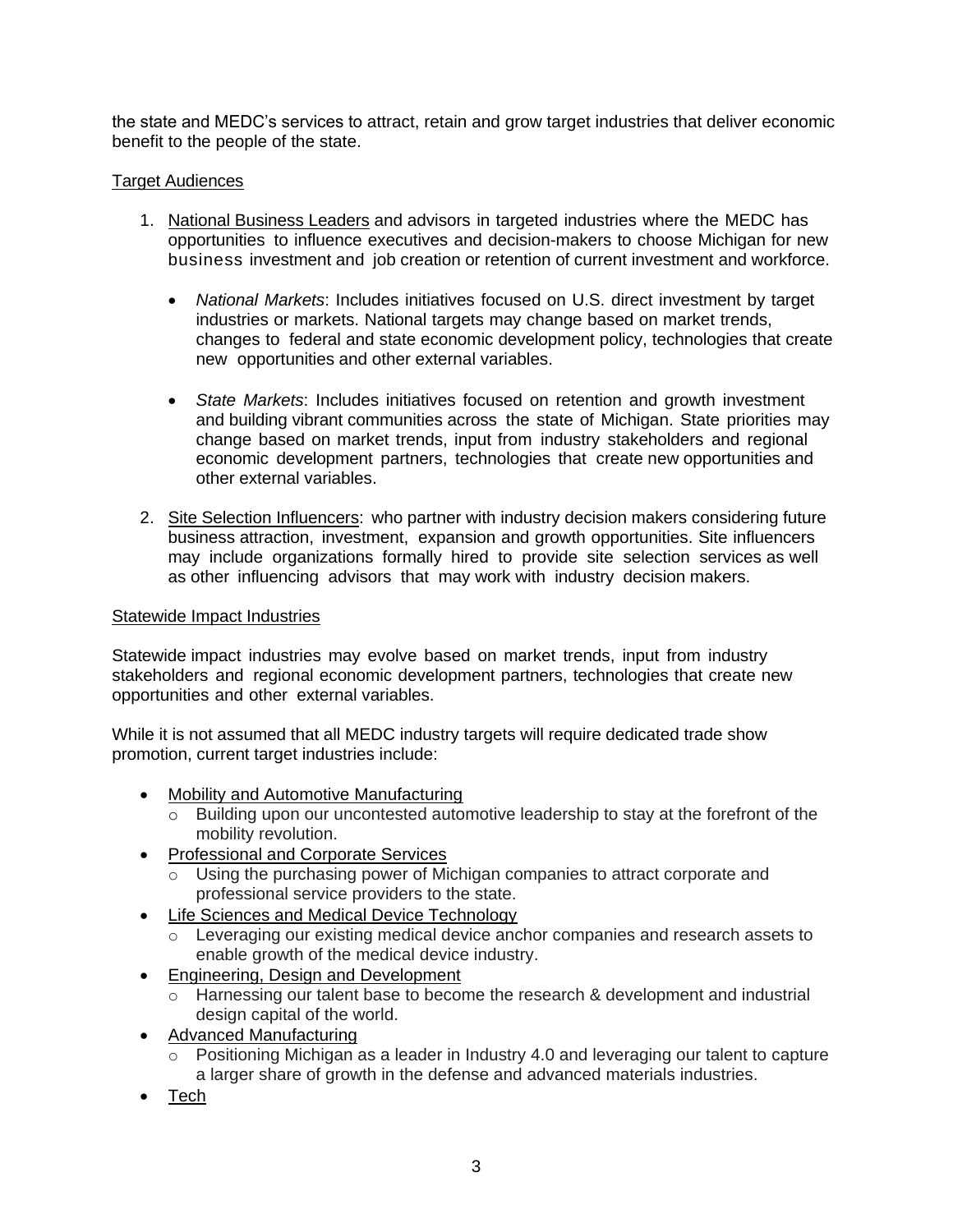the state and MEDC's services to attract, retain and grow target industries that deliver economic benefit to the people of the state.

Target Audiences

1. National Business Leaders and advisors in targeted industries where the MEDC has opportunities to influence executives and decision-makers to choose Michigan for new business investment and job creation or retention of current investment and workforce.

   - *National Markets*: Includes initiatives focused on U.S. direct investment by target industries or markets. National targets may change based on market trends, changes to federal and state economic development policy, technologies that create new opportunities and other external variables.

   - *State Markets*: Includes initiatives focused on retention and growth investment and building vibrant communities across the state of Michigan. State priorities may change based on market trends, input from industry stakeholders and regional economic development partners, technologies that create new opportunities and other external variables.

2. Site Selection Influencers: who partner with industry decision makers considering future business attraction, investment, expansion and growth opportunities. Site influencers may include organizations formally hired to provide site selection services as well as other influencing advisors that may work with industry decision makers.

Statewide Impact Industries

Statewide impact industries may evolve based on market trends, input from industry stakeholders and regional economic development partners, technologies that create new opportunities and other external variables.

While it is not assumed that all MEDC industry targets will require dedicated trade show promotion, current target industries include:

- Mobility and Automotive Manufacturing
  - Building upon our uncontested automotive leadership to stay at the forefront of the mobility revolution.
- Professional and Corporate Services
  - Using the purchasing power of Michigan companies to attract corporate and professional service providers to the state.
- Life Sciences and Medical Device Technology
  - Leveraging our existing medical device anchor companies and research assets to enable growth of the medical device industry.
- Engineering, Design and Development
  - Harnessing our talent base to become the research & development and industrial design capital of the world.
- Advanced Manufacturing
  - Positioning Michigan as a leader in Industry 4.0 and leveraging our talent to capture a larger share of growth in the defense and advanced materials industries.
- Tech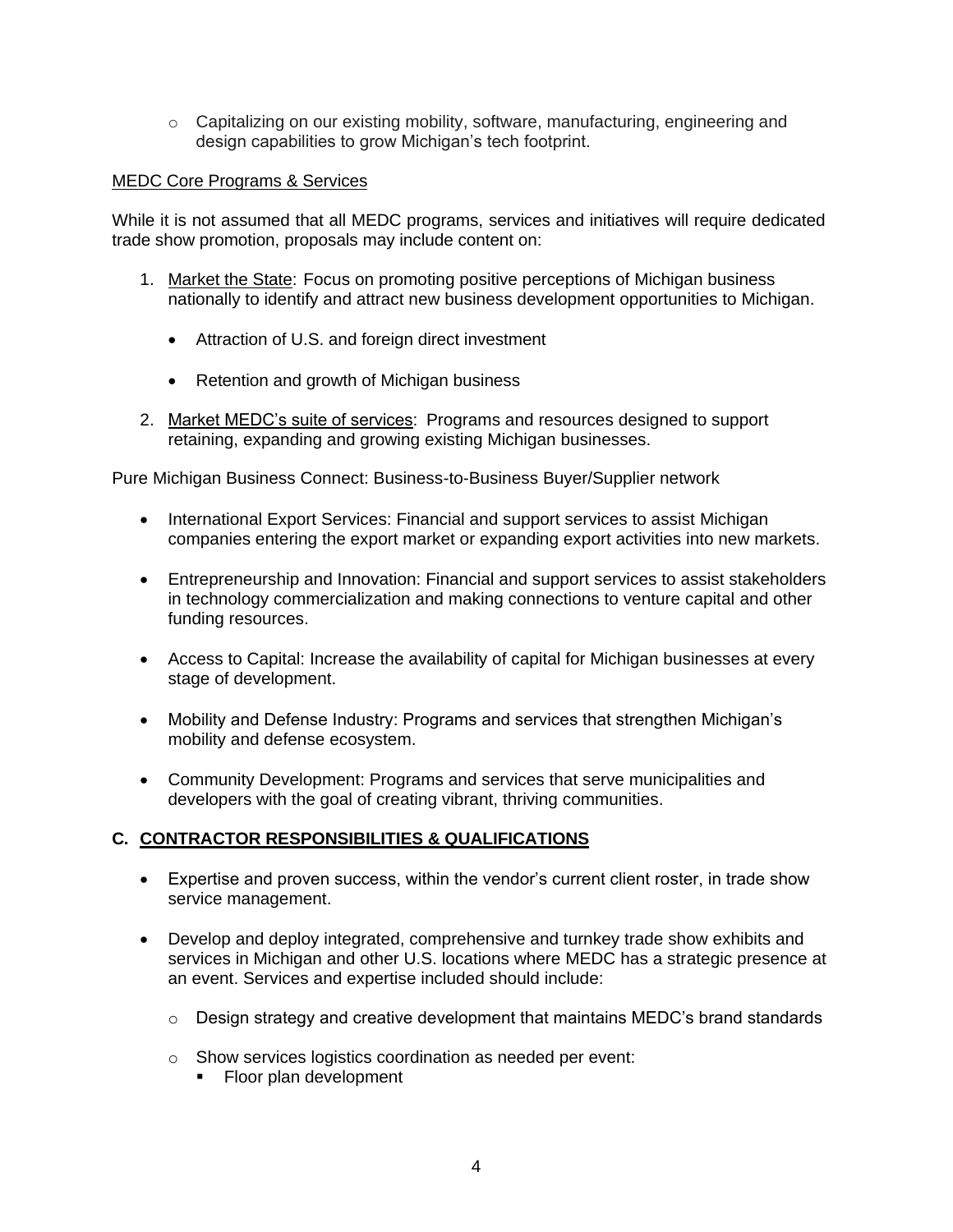- Capitalizing on our existing mobility, software, manufacturing, engineering and design capabilities to grow Michigan's tech footprint.

<u>MEDC Core Programs & Services</u>

While it is not assumed that all MEDC programs, services and initiatives will require dedicated trade show promotion, proposals may include content on:

1. <u>Market the State</u>: Focus on promoting positive perceptions of Michigan business nationally to identify and attract new business development opportunities to Michigan.

   - Attraction of U.S. and foreign direct investment

   - Retention and growth of Michigan business

2. <u>Market MEDC's suite of services</u>: Programs and resources designed to support retaining, expanding and growing existing Michigan businesses.

Pure Michigan Business Connect: Business-to-Business Buyer/Supplier network

- International Export Services: Financial and support services to assist Michigan companies entering the export market or expanding export activities into new markets.

- Entrepreneurship and Innovation: Financial and support services to assist stakeholders in technology commercialization and making connections to venture capital and other funding resources.

- Access to Capital: Increase the availability of capital for Michigan businesses at every stage of development.

- Mobility and Defense Industry: Programs and services that strengthen Michigan's mobility and defense ecosystem.

- Community Development: Programs and services that serve municipalities and developers with the goal of creating vibrant, thriving communities.

## C. CONTRACTOR RESPONSIBILITIES & QUALIFICATIONS

- Expertise and proven success, within the vendor's current client roster, in trade show service management.

- Develop and deploy integrated, comprehensive and turnkey trade show exhibits and services in Michigan and other U.S. locations where MEDC has a strategic presence at an event. Services and expertise included should include:

  - Design strategy and creative development that maintains MEDC's brand standards

  - Show services logistics coordination as needed per event:
    - Floor plan development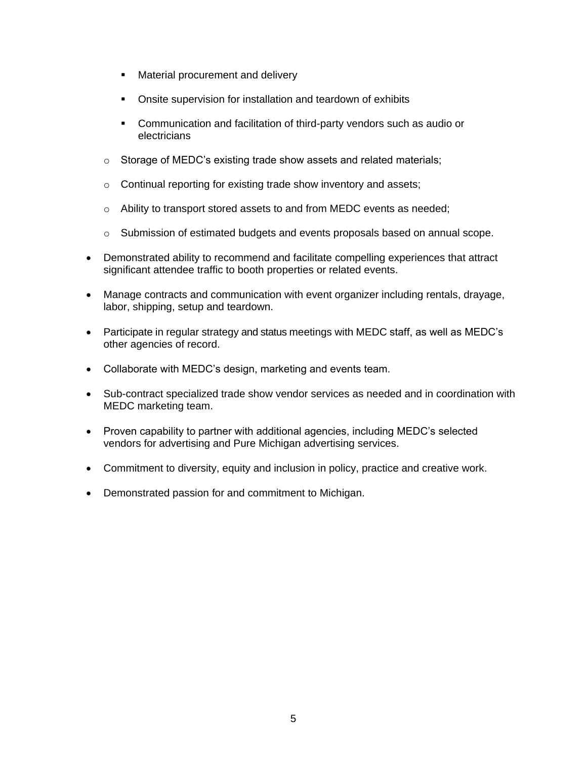- Material procurement and delivery
    - Onsite supervision for installation and teardown of exhibits
    - Communication and facilitation of third-party vendors such as audio or electricians
  - Storage of MEDC's existing trade show assets and related materials;
  - Continual reporting for existing trade show inventory and assets;
  - Ability to transport stored assets to and from MEDC events as needed;
  - Submission of estimated budgets and events proposals based on annual scope.
- Demonstrated ability to recommend and facilitate compelling experiences that attract significant attendee traffic to booth properties or related events.
- Manage contracts and communication with event organizer including rentals, drayage, labor, shipping, setup and teardown.
- Participate in regular strategy and status meetings with MEDC staff, as well as MEDC's other agencies of record.
- Collaborate with MEDC's design, marketing and events team.
- Sub-contract specialized trade show vendor services as needed and in coordination with MEDC marketing team.
- Proven capability to partner with additional agencies, including MEDC's selected vendors for advertising and Pure Michigan advertising services.
- Commitment to diversity, equity and inclusion in policy, practice and creative work.
- Demonstrated passion for and commitment to Michigan.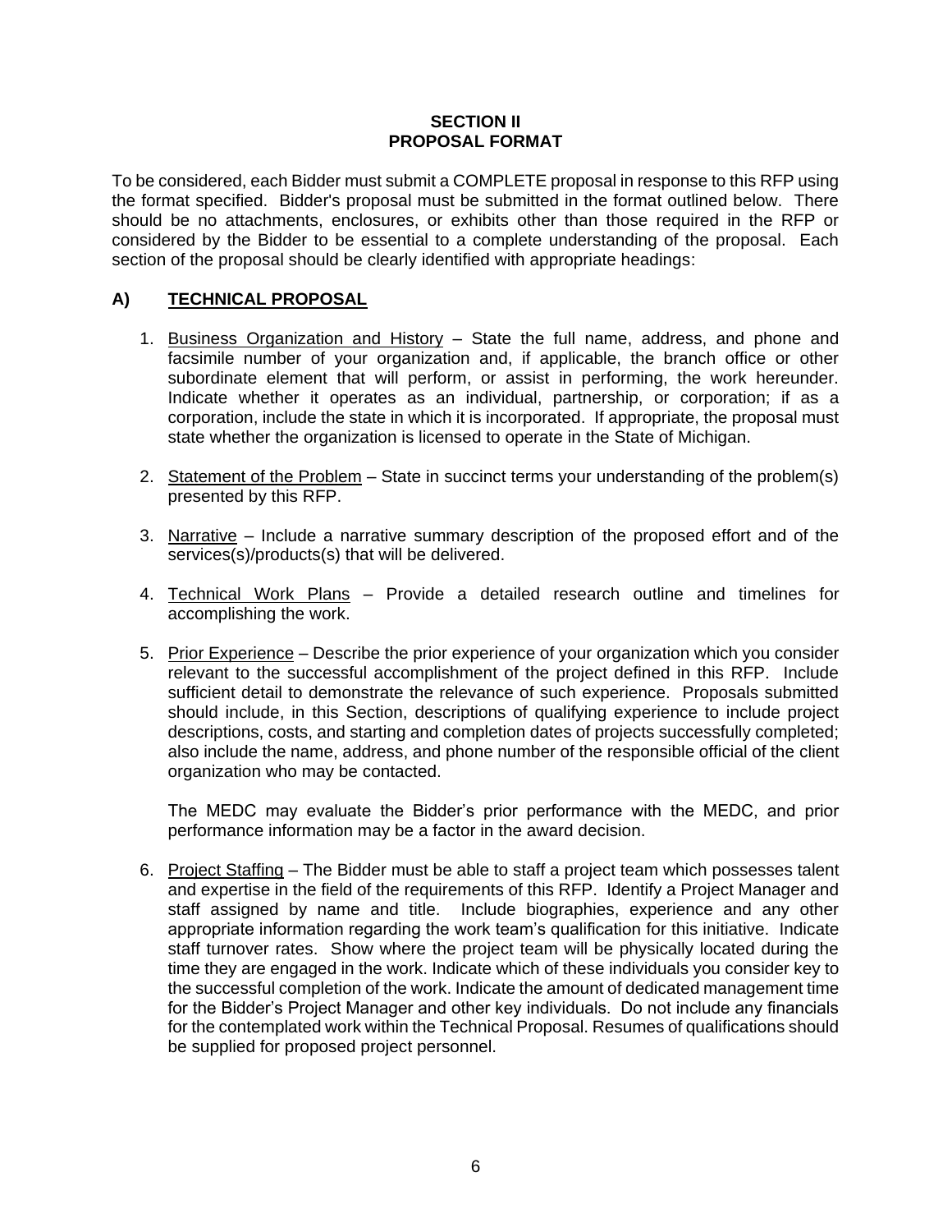# SECTION II
# PROPOSAL FORMAT

To be considered, each Bidder must submit a COMPLETE proposal in response to this RFP using the format specified. Bidder's proposal must be submitted in the format outlined below. There should be no attachments, enclosures, or exhibits other than those required in the RFP or considered by the Bidder to be essential to a complete understanding of the proposal. Each section of the proposal should be clearly identified with appropriate headings:

## A) TECHNICAL PROPOSAL

1. Business Organization and History – State the full name, address, and phone and facsimile number of your organization and, if applicable, the branch office or other subordinate element that will perform, or assist in performing, the work hereunder. Indicate whether it operates as an individual, partnership, or corporation; if as a corporation, include the state in which it is incorporated. If appropriate, the proposal must state whether the organization is licensed to operate in the State of Michigan.

2. Statement of the Problem – State in succinct terms your understanding of the problem(s) presented by this RFP.

3. Narrative – Include a narrative summary description of the proposed effort and of the services(s)/products(s) that will be delivered.

4. Technical Work Plans – Provide a detailed research outline and timelines for accomplishing the work.

5. Prior Experience – Describe the prior experience of your organization which you consider relevant to the successful accomplishment of the project defined in this RFP. Include sufficient detail to demonstrate the relevance of such experience. Proposals submitted should include, in this Section, descriptions of qualifying experience to include project descriptions, costs, and starting and completion dates of projects successfully completed; also include the name, address, and phone number of the responsible official of the client organization who may be contacted.

   The MEDC may evaluate the Bidder's prior performance with the MEDC, and prior performance information may be a factor in the award decision.

6. Project Staffing – The Bidder must be able to staff a project team which possesses talent and expertise in the field of the requirements of this RFP. Identify a Project Manager and staff assigned by name and title. Include biographies, experience and any other appropriate information regarding the work team's qualification for this initiative. Indicate staff turnover rates. Show where the project team will be physically located during the time they are engaged in the work. Indicate which of these individuals you consider key to the successful completion of the work. Indicate the amount of dedicated management time for the Bidder's Project Manager and other key individuals. Do not include any financials for the contemplated work within the Technical Proposal. Resumes of qualifications should be supplied for proposed project personnel.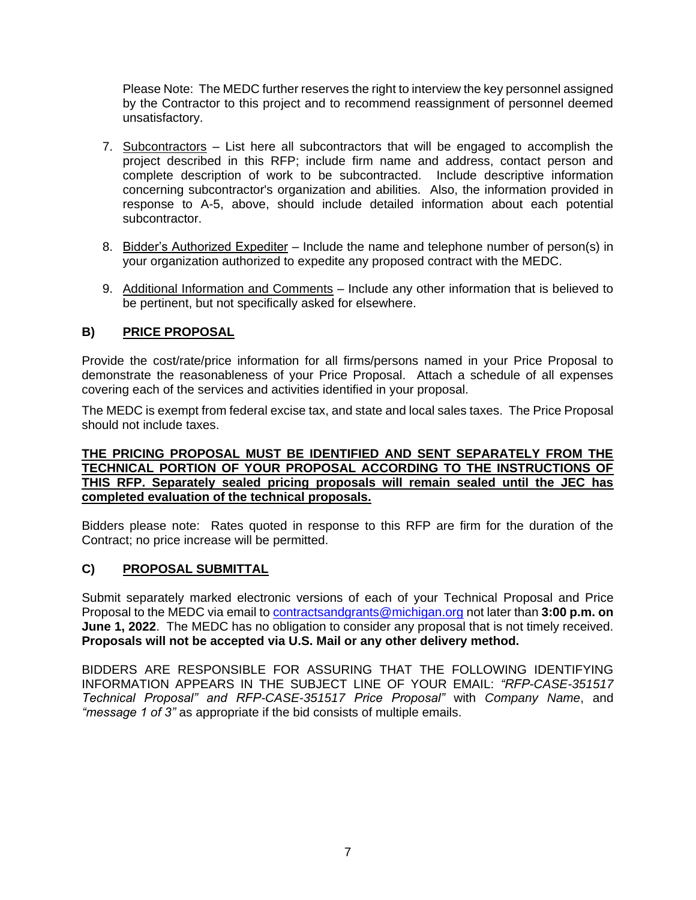Please Note: The MEDC further reserves the right to interview the key personnel assigned by the Contractor to this project and to recommend reassignment of personnel deemed unsatisfactory.

7. Subcontractors – List here all subcontractors that will be engaged to accomplish the project described in this RFP; include firm name and address, contact person and complete description of work to be subcontracted. Include descriptive information concerning subcontractor's organization and abilities. Also, the information provided in response to A-5, above, should include detailed information about each potential subcontractor.

8. Bidder's Authorized Expediter – Include the name and telephone number of person(s) in your organization authorized to expedite any proposed contract with the MEDC.

9. Additional Information and Comments – Include any other information that is believed to be pertinent, but not specifically asked for elsewhere.

## B) PRICE PROPOSAL

Provide the cost/rate/price information for all firms/persons named in your Price Proposal to demonstrate the reasonableness of your Price Proposal. Attach a schedule of all expenses covering each of the services and activities identified in your proposal.

The MEDC is exempt from federal excise tax, and state and local sales taxes. The Price Proposal should not include taxes.

**THE PRICING PROPOSAL MUST BE IDENTIFIED AND SENT SEPARATELY FROM THE TECHNICAL PORTION OF YOUR PROPOSAL ACCORDING TO THE INSTRUCTIONS OF THIS RFP. Separately sealed pricing proposals will remain sealed until the JEC has completed evaluation of the technical proposals.**

Bidders please note: Rates quoted in response to this RFP are firm for the duration of the Contract; no price increase will be permitted.

## C) PROPOSAL SUBMITTAL

Submit separately marked electronic versions of each of your Technical Proposal and Price Proposal to the MEDC via email to contractsandgrants@michigan.org not later than **3:00 p.m. on June 1, 2022**. The MEDC has no obligation to consider any proposal that is not timely received. **Proposals will not be accepted via U.S. Mail or any other delivery method.**

BIDDERS ARE RESPONSIBLE FOR ASSURING THAT THE FOLLOWING IDENTIFYING INFORMATION APPEARS IN THE SUBJECT LINE OF YOUR EMAIL: *"RFP-CASE-351517 Technical Proposal" and RFP-CASE-351517 Price Proposal"* with *Company Name*, and *"message 1 of 3"* as appropriate if the bid consists of multiple emails.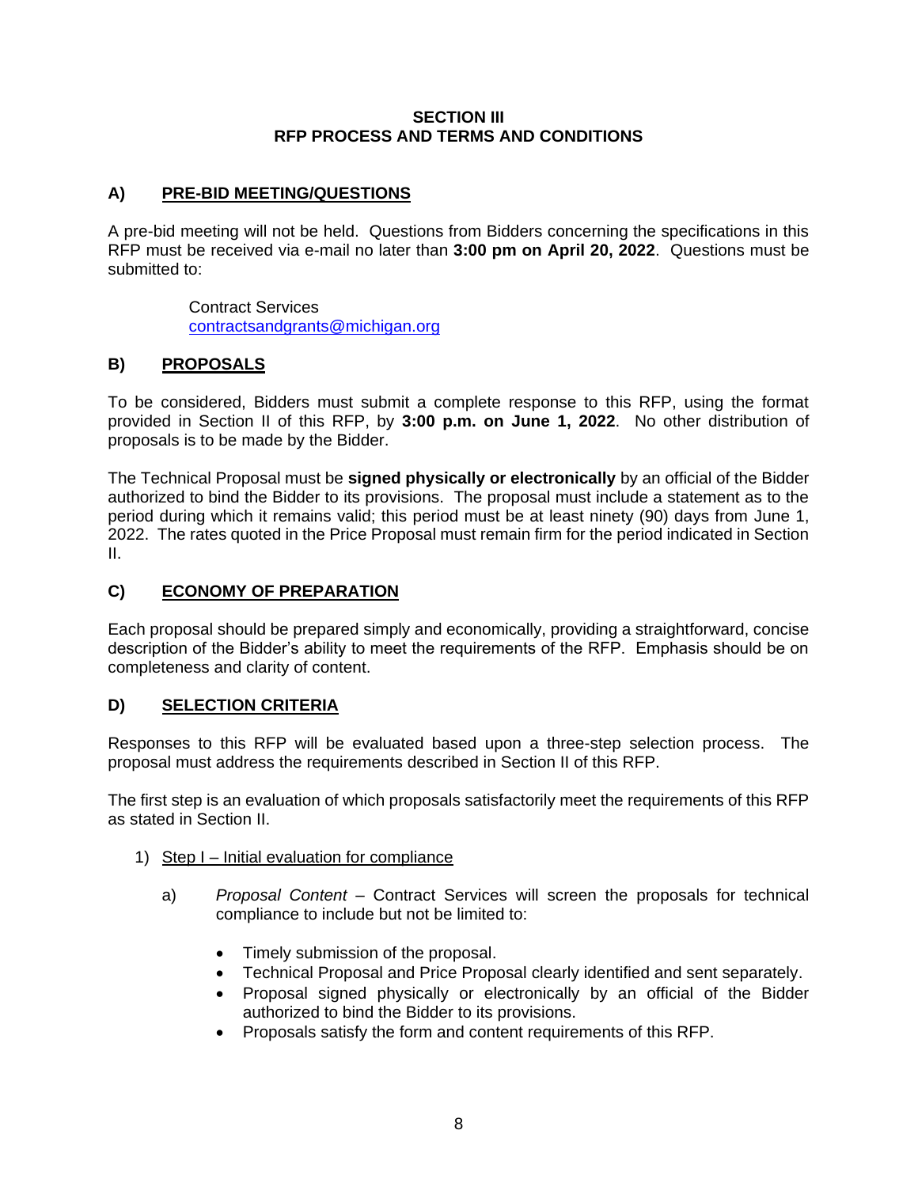## SECTION III
## RFP PROCESS AND TERMS AND CONDITIONS

### A) PRE-BID MEETING/QUESTIONS

A pre-bid meeting will not be held. Questions from Bidders concerning the specifications in this RFP must be received via e-mail no later than **3:00 pm on April 20, 2022**. Questions must be submitted to:

Contract Services
contractsandgrants@michigan.org

### B) PROPOSALS

To be considered, Bidders must submit a complete response to this RFP, using the format provided in Section II of this RFP, by **3:00 p.m. on June 1, 2022**. No other distribution of proposals is to be made by the Bidder.

The Technical Proposal must be **signed physically or electronically** by an official of the Bidder authorized to bind the Bidder to its provisions. The proposal must include a statement as to the period during which it remains valid; this period must be at least ninety (90) days from June 1, 2022. The rates quoted in the Price Proposal must remain firm for the period indicated in Section II.

### C) ECONOMY OF PREPARATION

Each proposal should be prepared simply and economically, providing a straightforward, concise description of the Bidder's ability to meet the requirements of the RFP. Emphasis should be on completeness and clarity of content.

### D) SELECTION CRITERIA

Responses to this RFP will be evaluated based upon a three-step selection process. The proposal must address the requirements described in Section II of this RFP.

The first step is an evaluation of which proposals satisfactorily meet the requirements of this RFP as stated in Section II.

1) Step I – Initial evaluation for compliance

   a) *Proposal Content* – Contract Services will screen the proposals for technical compliance to include but not be limited to:

      - Timely submission of the proposal.
      - Technical Proposal and Price Proposal clearly identified and sent separately.
      - Proposal signed physically or electronically by an official of the Bidder authorized to bind the Bidder to its provisions.
      - Proposals satisfy the form and content requirements of this RFP.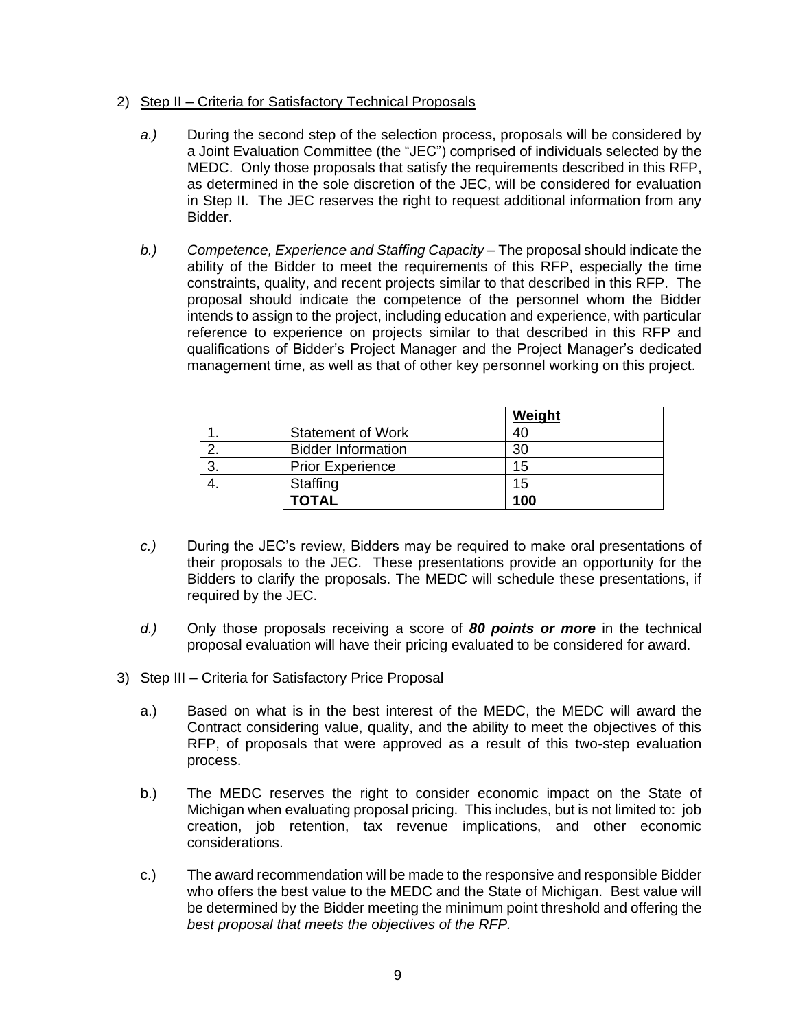2) <u>Step II – Criteria for Satisfactory Technical Proposals</u>

   *a.)* During the second step of the selection process, proposals will be considered by a Joint Evaluation Committee (the "JEC") comprised of individuals selected by the MEDC. Only those proposals that satisfy the requirements described in this RFP, as determined in the sole discretion of the JEC, will be considered for evaluation in Step II. The JEC reserves the right to request additional information from any Bidder.

   *b.)* *Competence, Experience and Staffing Capacity* – The proposal should indicate the ability of the Bidder to meet the requirements of this RFP, especially the time constraints, quality, and recent projects similar to that described in this RFP. The proposal should indicate the competence of the personnel whom the Bidder intends to assign to the project, including education and experience, with particular reference to experience on projects similar to that described in this RFP and qualifications of Bidder's Project Manager and the Project Manager's dedicated management time, as well as that of other key personnel working on this project.

| | | **Weight** |
|---|---|---|
| 1. | Statement of Work | 40 |
| 2. | Bidder Information | 30 |
| 3. | Prior Experience | 15 |
| 4. | Staffing | 15 |
| | **TOTAL** | **100** |

   *c.)* During the JEC's review, Bidders may be required to make oral presentations of their proposals to the JEC. These presentations provide an opportunity for the Bidders to clarify the proposals. The MEDC will schedule these presentations, if required by the JEC.

   *d.)* Only those proposals receiving a score of ***80 points or more*** in the technical proposal evaluation will have their pricing evaluated to be considered for award.

3) <u>Step III – Criteria for Satisfactory Price Proposal</u>

   a.) Based on what is in the best interest of the MEDC, the MEDC will award the Contract considering value, quality, and the ability to meet the objectives of this RFP, of proposals that were approved as a result of this two-step evaluation process.

   b.) The MEDC reserves the right to consider economic impact on the State of Michigan when evaluating proposal pricing. This includes, but is not limited to: job creation, job retention, tax revenue implications, and other economic considerations.

   c.) The award recommendation will be made to the responsive and responsible Bidder who offers the best value to the MEDC and the State of Michigan. Best value will be determined by the Bidder meeting the minimum point threshold and offering the *best proposal that meets the objectives of the RFP.*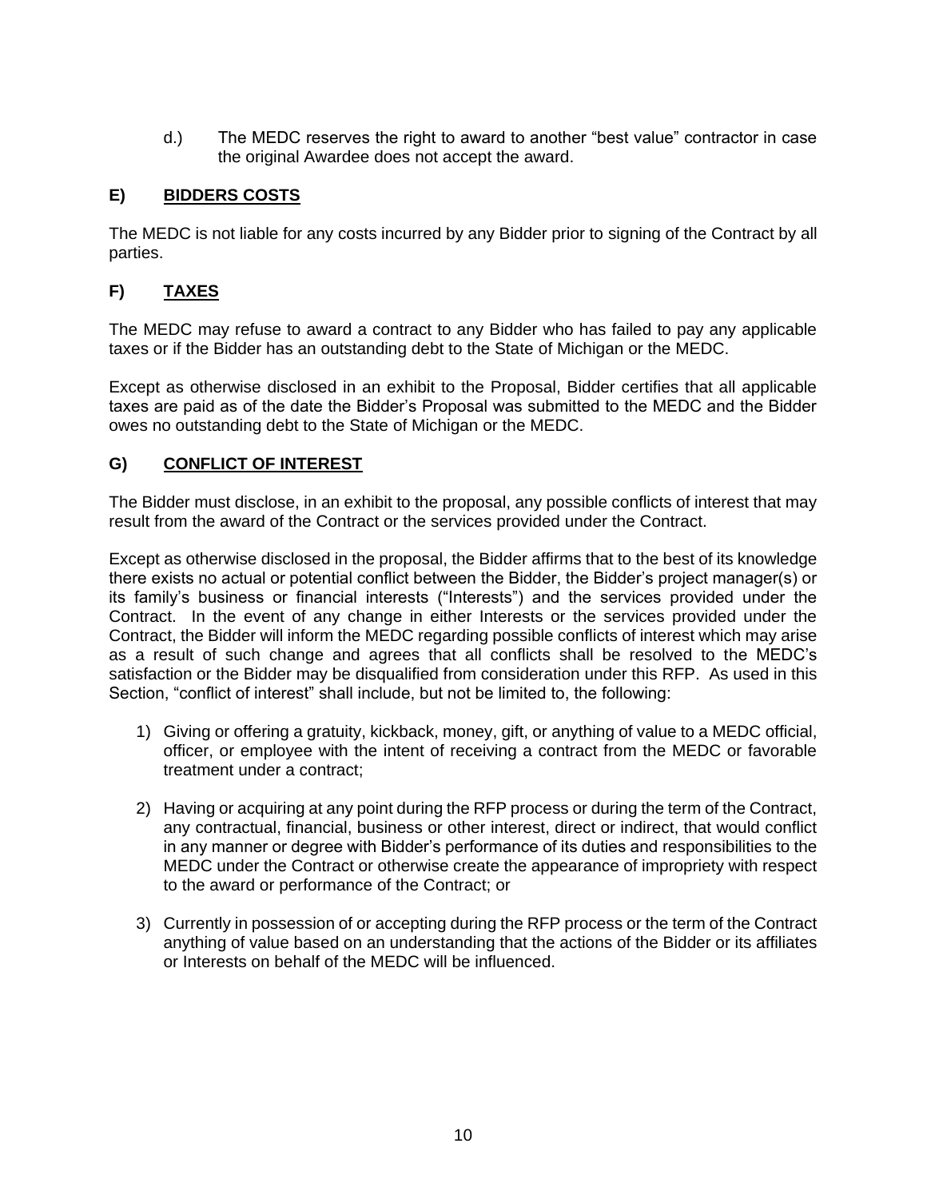d.) The MEDC reserves the right to award to another "best value" contractor in case the original Awardee does not accept the award.

## E) <u>BIDDERS COSTS</u>

The MEDC is not liable for any costs incurred by any Bidder prior to signing of the Contract by all parties.

## F) <u>TAXES</u>

The MEDC may refuse to award a contract to any Bidder who has failed to pay any applicable taxes or if the Bidder has an outstanding debt to the State of Michigan or the MEDC.

Except as otherwise disclosed in an exhibit to the Proposal, Bidder certifies that all applicable taxes are paid as of the date the Bidder's Proposal was submitted to the MEDC and the Bidder owes no outstanding debt to the State of Michigan or the MEDC.

## G) <u>CONFLICT OF INTEREST</u>

The Bidder must disclose, in an exhibit to the proposal, any possible conflicts of interest that may result from the award of the Contract or the services provided under the Contract.

Except as otherwise disclosed in the proposal, the Bidder affirms that to the best of its knowledge there exists no actual or potential conflict between the Bidder, the Bidder's project manager(s) or its family's business or financial interests ("Interests") and the services provided under the Contract. In the event of any change in either Interests or the services provided under the Contract, the Bidder will inform the MEDC regarding possible conflicts of interest which may arise as a result of such change and agrees that all conflicts shall be resolved to the MEDC's satisfaction or the Bidder may be disqualified from consideration under this RFP. As used in this Section, "conflict of interest" shall include, but not be limited to, the following:

1) Giving or offering a gratuity, kickback, money, gift, or anything of value to a MEDC official, officer, or employee with the intent of receiving a contract from the MEDC or favorable treatment under a contract;

2) Having or acquiring at any point during the RFP process or during the term of the Contract, any contractual, financial, business or other interest, direct or indirect, that would conflict in any manner or degree with Bidder's performance of its duties and responsibilities to the MEDC under the Contract or otherwise create the appearance of impropriety with respect to the award or performance of the Contract; or

3) Currently in possession of or accepting during the RFP process or the term of the Contract anything of value based on an understanding that the actions of the Bidder or its affiliates or Interests on behalf of the MEDC will be influenced.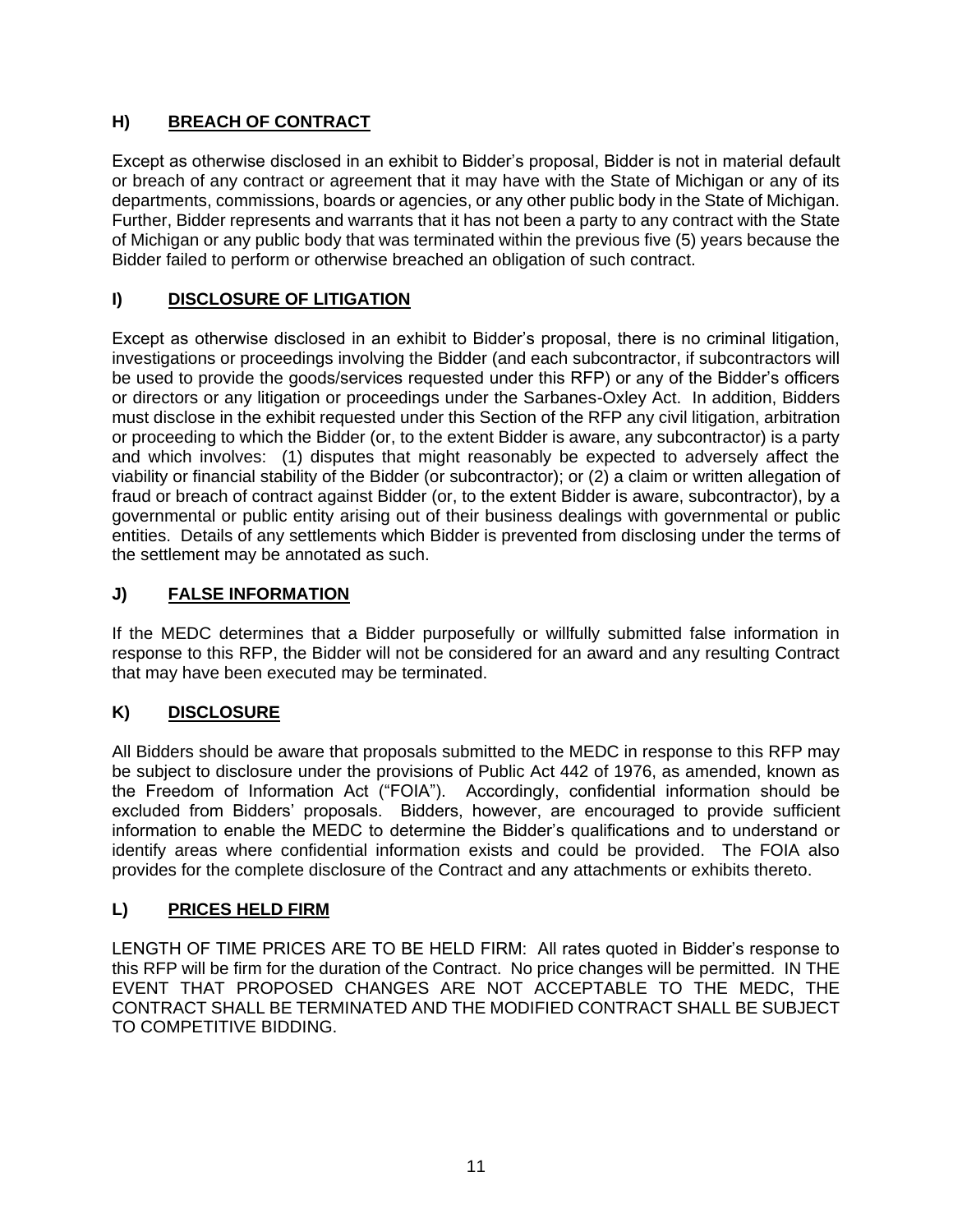### H) <u>BREACH OF CONTRACT</u>

Except as otherwise disclosed in an exhibit to Bidder's proposal, Bidder is not in material default or breach of any contract or agreement that it may have with the State of Michigan or any of its departments, commissions, boards or agencies, or any other public body in the State of Michigan. Further, Bidder represents and warrants that it has not been a party to any contract with the State of Michigan or any public body that was terminated within the previous five (5) years because the Bidder failed to perform or otherwise breached an obligation of such contract.

### I) <u>DISCLOSURE OF LITIGATION</u>

Except as otherwise disclosed in an exhibit to Bidder's proposal, there is no criminal litigation, investigations or proceedings involving the Bidder (and each subcontractor, if subcontractors will be used to provide the goods/services requested under this RFP) or any of the Bidder's officers or directors or any litigation or proceedings under the Sarbanes-Oxley Act. In addition, Bidders must disclose in the exhibit requested under this Section of the RFP any civil litigation, arbitration or proceeding to which the Bidder (or, to the extent Bidder is aware, any subcontractor) is a party and which involves: (1) disputes that might reasonably be expected to adversely affect the viability or financial stability of the Bidder (or subcontractor); or (2) a claim or written allegation of fraud or breach of contract against Bidder (or, to the extent Bidder is aware, subcontractor), by a governmental or public entity arising out of their business dealings with governmental or public entities. Details of any settlements which Bidder is prevented from disclosing under the terms of the settlement may be annotated as such.

### J) <u>FALSE INFORMATION</u>

If the MEDC determines that a Bidder purposefully or willfully submitted false information in response to this RFP, the Bidder will not be considered for an award and any resulting Contract that may have been executed may be terminated.

### K) <u>DISCLOSURE</u>

All Bidders should be aware that proposals submitted to the MEDC in response to this RFP may be subject to disclosure under the provisions of Public Act 442 of 1976, as amended, known as the Freedom of Information Act ("FOIA"). Accordingly, confidential information should be excluded from Bidders' proposals. Bidders, however, are encouraged to provide sufficient information to enable the MEDC to determine the Bidder's qualifications and to understand or identify areas where confidential information exists and could be provided. The FOIA also provides for the complete disclosure of the Contract and any attachments or exhibits thereto.

### L) <u>PRICES HELD FIRM</u>

LENGTH OF TIME PRICES ARE TO BE HELD FIRM: All rates quoted in Bidder's response to this RFP will be firm for the duration of the Contract. No price changes will be permitted. IN THE EVENT THAT PROPOSED CHANGES ARE NOT ACCEPTABLE TO THE MEDC, THE CONTRACT SHALL BE TERMINATED AND THE MODIFIED CONTRACT SHALL BE SUBJECT TO COMPETITIVE BIDDING.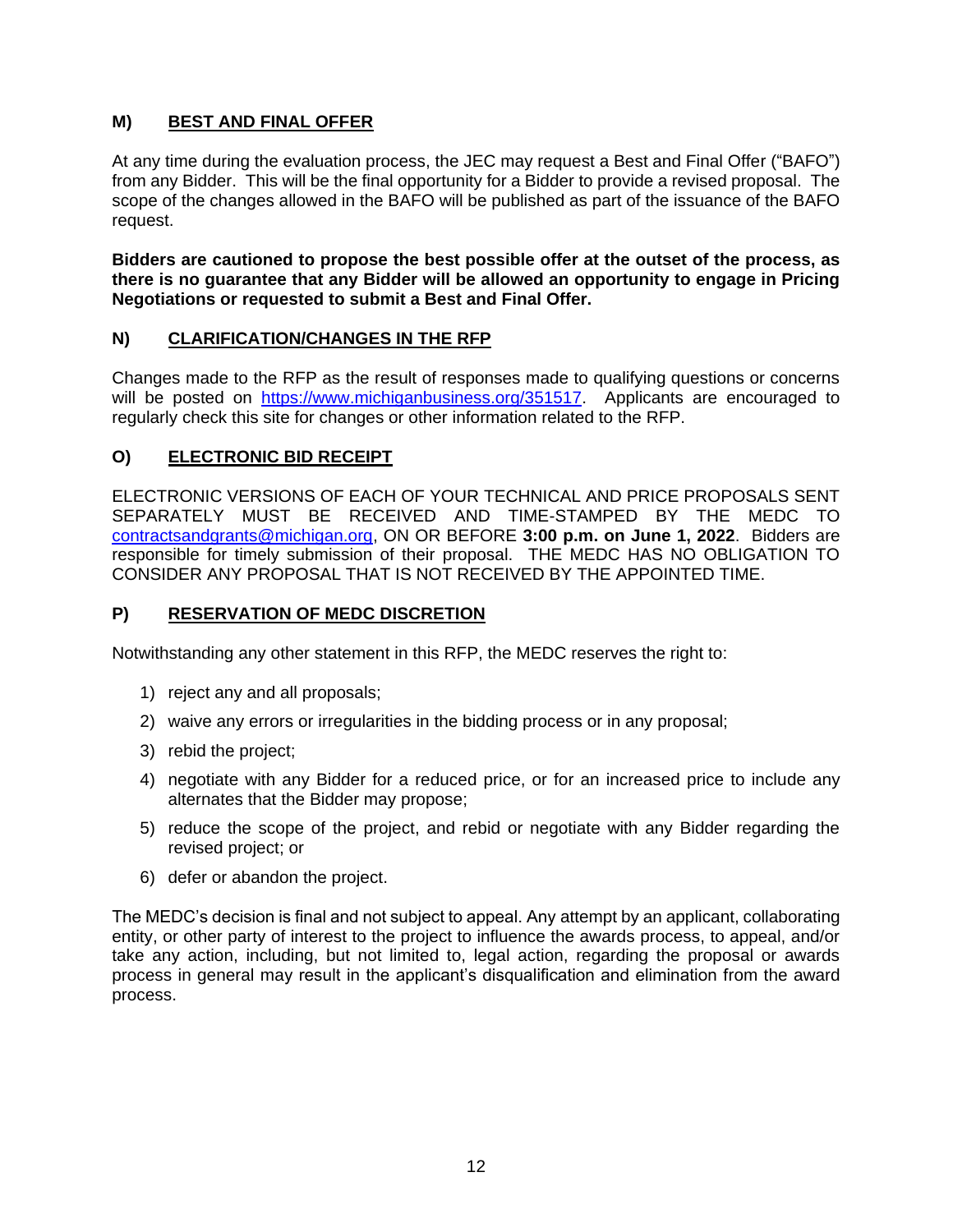## M) <u>BEST AND FINAL OFFER</u>

At any time during the evaluation process, the JEC may request a Best and Final Offer ("BAFO") from any Bidder. This will be the final opportunity for a Bidder to provide a revised proposal. The scope of the changes allowed in the BAFO will be published as part of the issuance of the BAFO request.

**Bidders are cautioned to propose the best possible offer at the outset of the process, as there is no guarantee that any Bidder will be allowed an opportunity to engage in Pricing Negotiations or requested to submit a Best and Final Offer.**

## N) <u>CLARIFICATION/CHANGES IN THE RFP</u>

Changes made to the RFP as the result of responses made to qualifying questions or concerns will be posted on [https://www.michiganbusiness.org/351517](https://www.michiganbusiness.org/351517). Applicants are encouraged to regularly check this site for changes or other information related to the RFP.

## O) <u>ELECTRONIC BID RECEIPT</u>

ELECTRONIC VERSIONS OF EACH OF YOUR TECHNICAL AND PRICE PROPOSALS SENT SEPARATELY MUST BE RECEIVED AND TIME-STAMPED BY THE MEDC TO [contractsandgrants@michigan.org](mailto:contractsandgrants@michigan.org), ON OR BEFORE **3:00 p.m. on June 1, 2022**. Bidders are responsible for timely submission of their proposal. THE MEDC HAS NO OBLIGATION TO CONSIDER ANY PROPOSAL THAT IS NOT RECEIVED BY THE APPOINTED TIME.

## P) <u>RESERVATION OF MEDC DISCRETION</u>

Notwithstanding any other statement in this RFP, the MEDC reserves the right to:

1) reject any and all proposals;
2) waive any errors or irregularities in the bidding process or in any proposal;
3) rebid the project;
4) negotiate with any Bidder for a reduced price, or for an increased price to include any alternates that the Bidder may propose;
5) reduce the scope of the project, and rebid or negotiate with any Bidder regarding the revised project; or
6) defer or abandon the project.

The MEDC's decision is final and not subject to appeal. Any attempt by an applicant, collaborating entity, or other party of interest to the project to influence the awards process, to appeal, and/or take any action, including, but not limited to, legal action, regarding the proposal or awards process in general may result in the applicant's disqualification and elimination from the award process.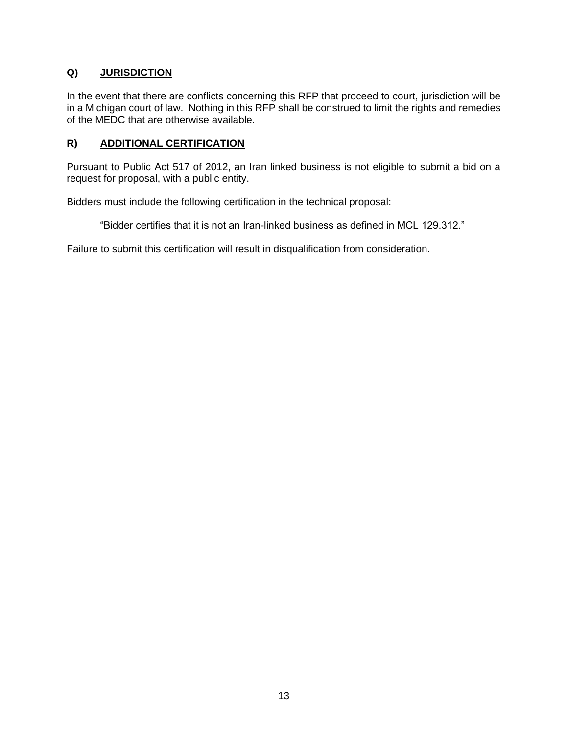### Q) <u>JURISDICTION</u>

In the event that there are conflicts concerning this RFP that proceed to court, jurisdiction will be in a Michigan court of law. Nothing in this RFP shall be construed to limit the rights and remedies of the MEDC that are otherwise available.

### R) <u>ADDITIONAL CERTIFICATION</u>

Pursuant to Public Act 517 of 2012, an Iran linked business is not eligible to submit a bid on a request for proposal, with a public entity.

Bidders <u>must</u> include the following certification in the technical proposal:

> "Bidder certifies that it is not an Iran-linked business as defined in MCL 129.312."

Failure to submit this certification will result in disqualification from consideration.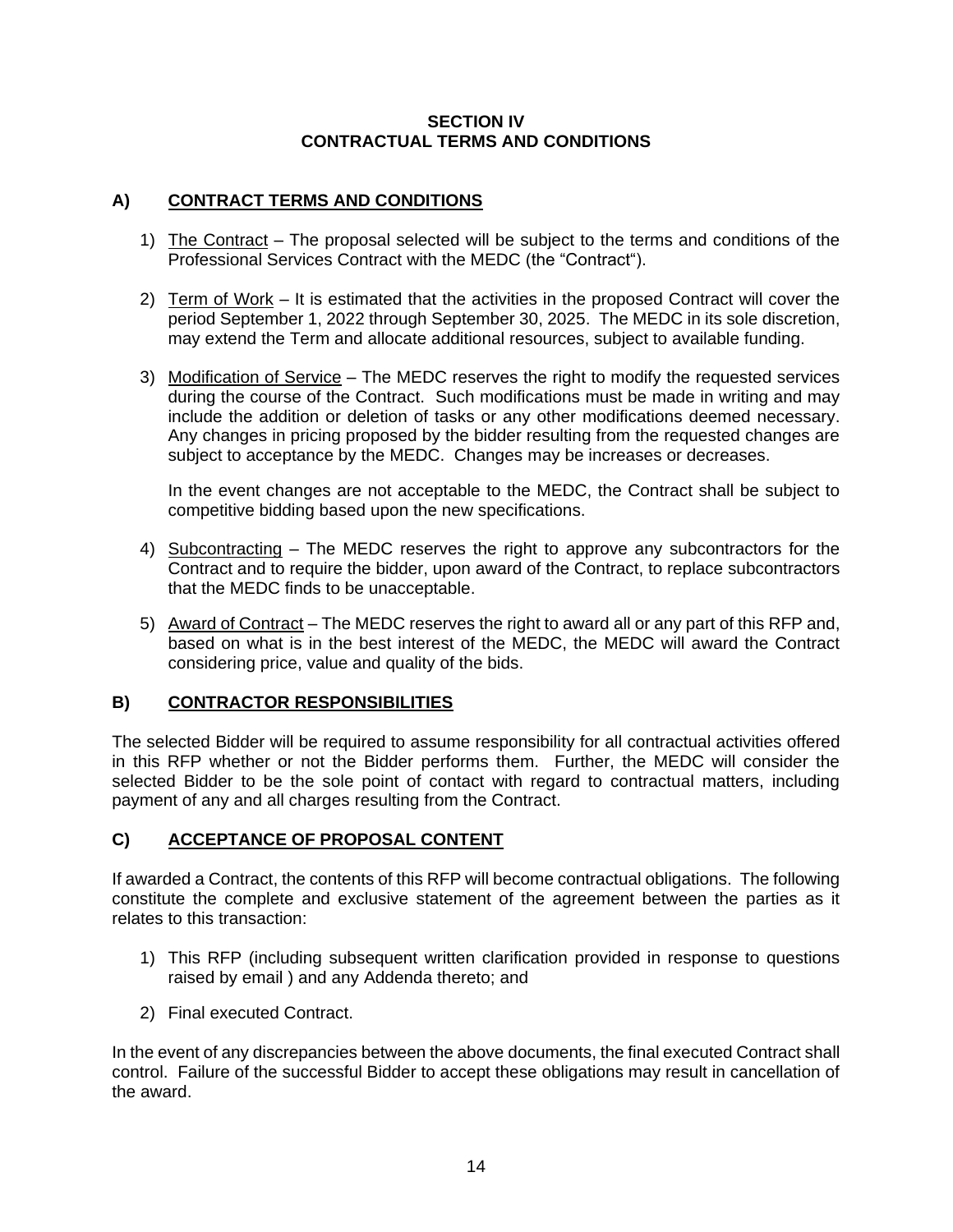## SECTION IV
## CONTRACTUAL TERMS AND CONDITIONS

### A) CONTRACT TERMS AND CONDITIONS

1) The Contract – The proposal selected will be subject to the terms and conditions of the Professional Services Contract with the MEDC (the "Contract").

2) Term of Work – It is estimated that the activities in the proposed Contract will cover the period September 1, 2022 through September 30, 2025. The MEDC in its sole discretion, may extend the Term and allocate additional resources, subject to available funding.

3) Modification of Service – The MEDC reserves the right to modify the requested services during the course of the Contract. Such modifications must be made in writing and may include the addition or deletion of tasks or any other modifications deemed necessary. Any changes in pricing proposed by the bidder resulting from the requested changes are subject to acceptance by the MEDC. Changes may be increases or decreases.

   In the event changes are not acceptable to the MEDC, the Contract shall be subject to competitive bidding based upon the new specifications.

4) Subcontracting – The MEDC reserves the right to approve any subcontractors for the Contract and to require the bidder, upon award of the Contract, to replace subcontractors that the MEDC finds to be unacceptable.

5) Award of Contract – The MEDC reserves the right to award all or any part of this RFP and, based on what is in the best interest of the MEDC, the MEDC will award the Contract considering price, value and quality of the bids.

### B) CONTRACTOR RESPONSIBILITIES

The selected Bidder will be required to assume responsibility for all contractual activities offered in this RFP whether or not the Bidder performs them. Further, the MEDC will consider the selected Bidder to be the sole point of contact with regard to contractual matters, including payment of any and all charges resulting from the Contract.

### C) ACCEPTANCE OF PROPOSAL CONTENT

If awarded a Contract, the contents of this RFP will become contractual obligations. The following constitute the complete and exclusive statement of the agreement between the parties as it relates to this transaction:

1) This RFP (including subsequent written clarification provided in response to questions raised by email ) and any Addenda thereto; and

2) Final executed Contract.

In the event of any discrepancies between the above documents, the final executed Contract shall control. Failure of the successful Bidder to accept these obligations may result in cancellation of the award.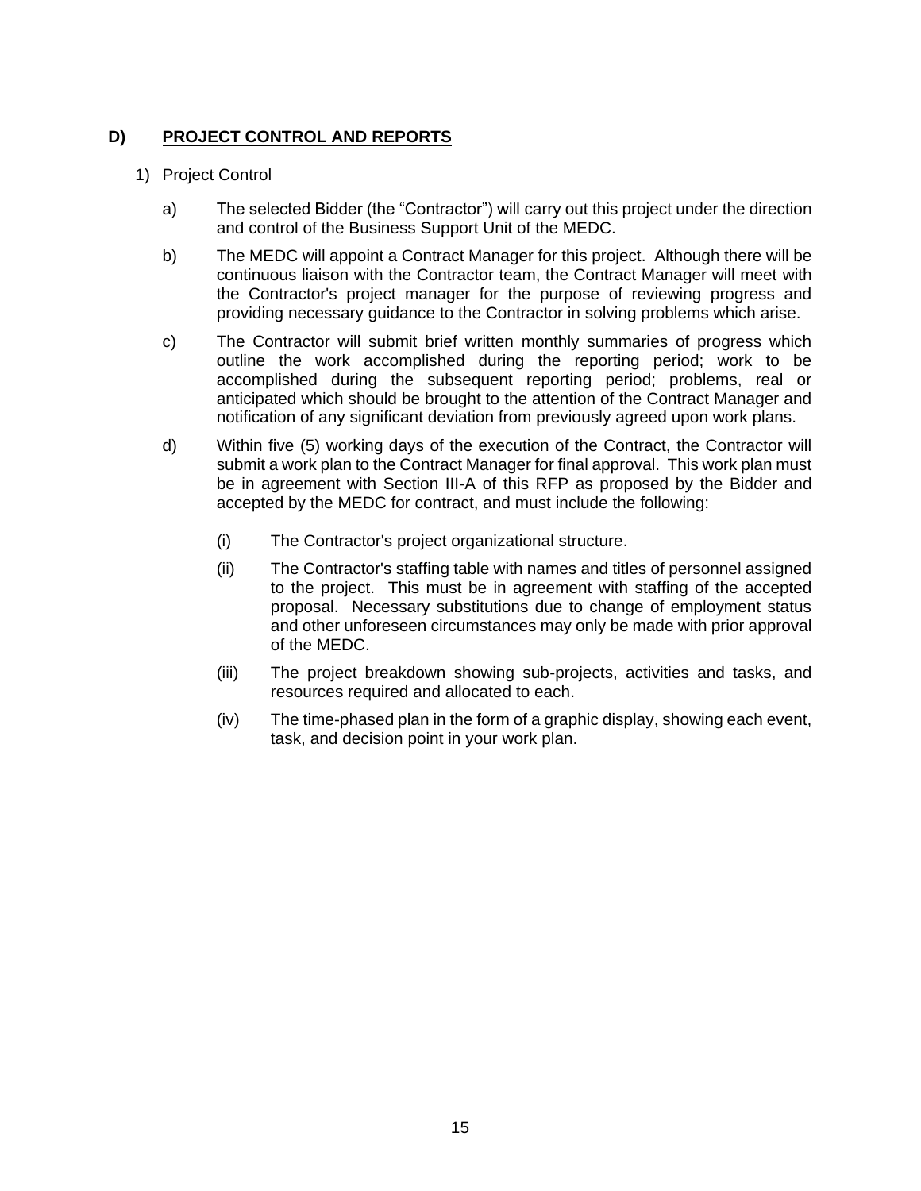## D) PROJECT CONTROL AND REPORTS

1) Project Control

a) The selected Bidder (the "Contractor") will carry out this project under the direction and control of the Business Support Unit of the MEDC.

b) The MEDC will appoint a Contract Manager for this project. Although there will be continuous liaison with the Contractor team, the Contract Manager will meet with the Contractor's project manager for the purpose of reviewing progress and providing necessary guidance to the Contractor in solving problems which arise.

c) The Contractor will submit brief written monthly summaries of progress which outline the work accomplished during the reporting period; work to be accomplished during the subsequent reporting period; problems, real or anticipated which should be brought to the attention of the Contract Manager and notification of any significant deviation from previously agreed upon work plans.

d) Within five (5) working days of the execution of the Contract, the Contractor will submit a work plan to the Contract Manager for final approval. This work plan must be in agreement with Section III-A of this RFP as proposed by the Bidder and accepted by the MEDC for contract, and must include the following:

   (i) The Contractor's project organizational structure.

   (ii) The Contractor's staffing table with names and titles of personnel assigned to the project. This must be in agreement with staffing of the accepted proposal. Necessary substitutions due to change of employment status and other unforeseen circumstances may only be made with prior approval of the MEDC.

   (iii) The project breakdown showing sub-projects, activities and tasks, and resources required and allocated to each.

   (iv) The time-phased plan in the form of a graphic display, showing each event, task, and decision point in your work plan.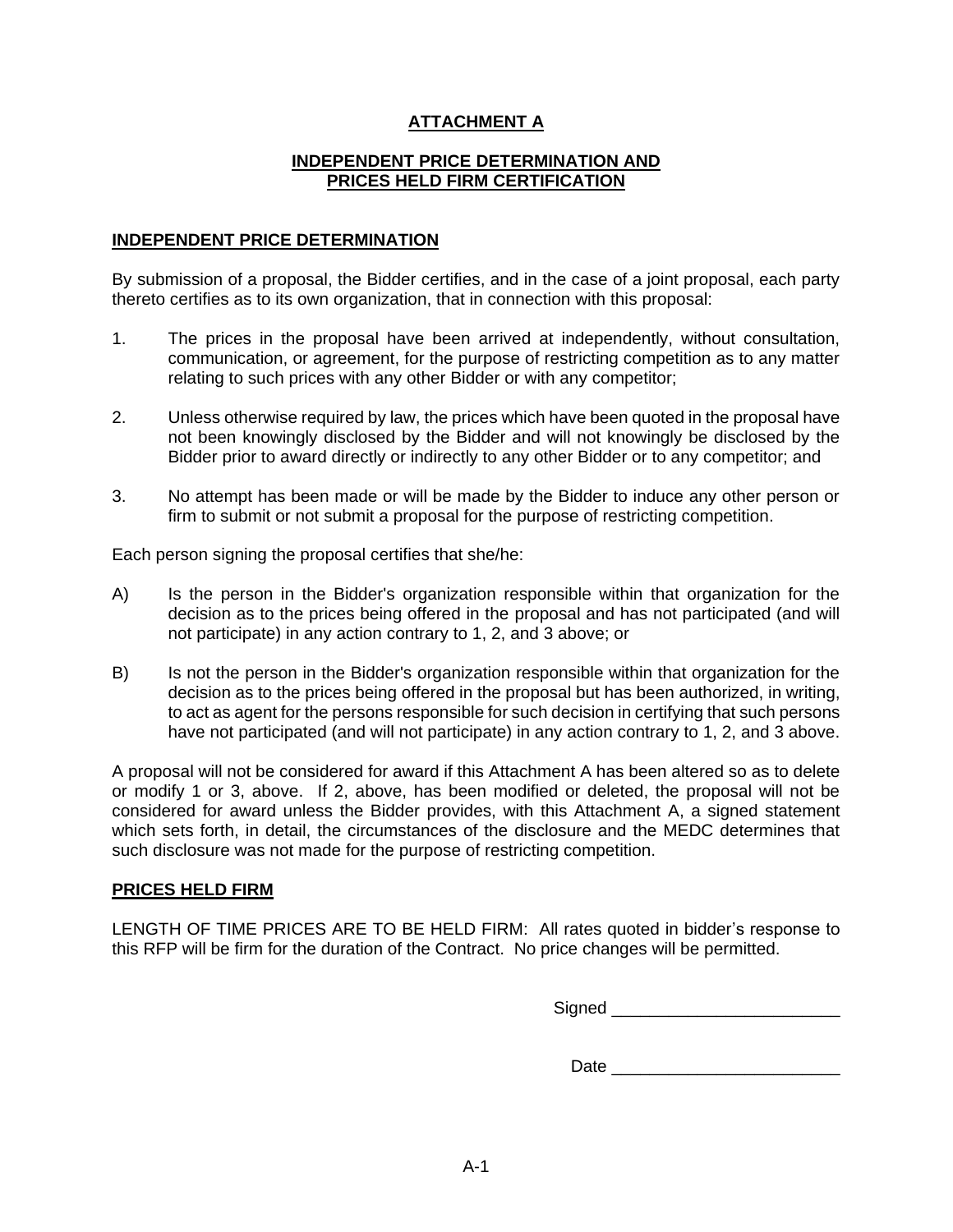# ATTACHMENT A

## INDEPENDENT PRICE DETERMINATION AND PRICES HELD FIRM CERTIFICATION

### INDEPENDENT PRICE DETERMINATION

By submission of a proposal, the Bidder certifies, and in the case of a joint proposal, each party thereto certifies as to its own organization, that in connection with this proposal:

1. The prices in the proposal have been arrived at independently, without consultation, communication, or agreement, for the purpose of restricting competition as to any matter relating to such prices with any other Bidder or with any competitor;

2. Unless otherwise required by law, the prices which have been quoted in the proposal have not been knowingly disclosed by the Bidder and will not knowingly be disclosed by the Bidder prior to award directly or indirectly to any other Bidder or to any competitor; and

3. No attempt has been made or will be made by the Bidder to induce any other person or firm to submit or not submit a proposal for the purpose of restricting competition.

Each person signing the proposal certifies that she/he:

A) Is the person in the Bidder's organization responsible within that organization for the decision as to the prices being offered in the proposal and has not participated (and will not participate) in any action contrary to 1, 2, and 3 above; or

B) Is not the person in the Bidder's organization responsible within that organization for the decision as to the prices being offered in the proposal but has been authorized, in writing, to act as agent for the persons responsible for such decision in certifying that such persons have not participated (and will not participate) in any action contrary to 1, 2, and 3 above.

A proposal will not be considered for award if this Attachment A has been altered so as to delete or modify 1 or 3, above. If 2, above, has been modified or deleted, the proposal will not be considered for award unless the Bidder provides, with this Attachment A, a signed statement which sets forth, in detail, the circumstances of the disclosure and the MEDC determines that such disclosure was not made for the purpose of restricting competition.

### PRICES HELD FIRM

LENGTH OF TIME PRICES ARE TO BE HELD FIRM: All rates quoted in bidder's response to this RFP will be firm for the duration of the Contract. No price changes will be permitted.

Signed ________________________

Date ________________________